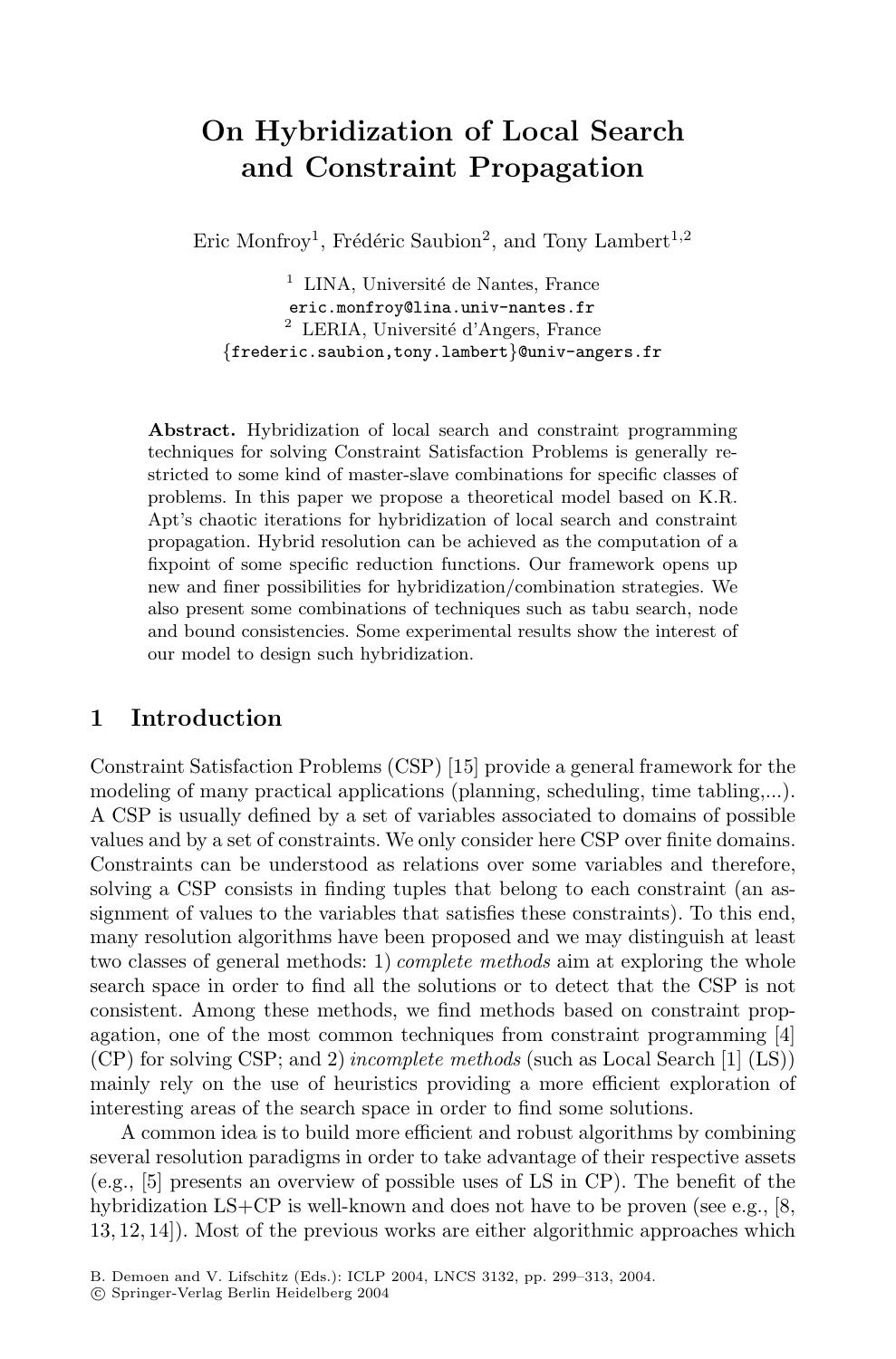# On Hybridization of Local Search and Constraint Propagation

Eric Monfroy[1], Frédéric Saubion[2], and Tony Lambert[1,2]

[1] LINA, Université de Nantes, France
eric.monfroy@lina.univ-nantes.fr

[2] LERIA, Université d'Angers, France
{frederic.saubion,tony.lambert}@univ-angers.fr

**Abstract.** Hybridization of local search and constraint programming techniques for solving Constraint Satisfaction Problems is generally restricted to some kind of master-slave combinations for specific classes of problems. In this paper we propose a theoretical model based on K.R. Apt's chaotic iterations for hybridization of local search and constraint propagation. Hybrid resolution can be achieved as the computation of a fixpoint of some specific reduction functions. Our framework opens up new and finer possibilities for hybridization/combination strategies. We also present some combinations of techniques such as tabu search, node and bound consistencies. Some experimental results show the interest of our model to design such hybridization.

## 1 Introduction

Constraint Satisfaction Problems (CSP) [15] provide a general framework for the modeling of many practical applications (planning, scheduling, time tabling,...). A CSP is usually defined by a set of variables associated to domains of possible values and by a set of constraints. We only consider here CSP over finite domains. Constraints can be understood as relations over some variables and therefore, solving a CSP consists in finding tuples that belong to each constraint (an assignment of values to the variables that satisfies these constraints). To this end, many resolution algorithms have been proposed and we may distinguish at least two classes of general methods: 1) *complete methods* aim at exploring the whole search space in order to find all the solutions or to detect that the CSP is not consistent. Among these methods, we find methods based on constraint propagation, one of the most common techniques from constraint programming [4] (CP) for solving CSP; and 2) *incomplete methods* (such as Local Search [1] (LS)) mainly rely on the use of heuristics providing a more efficient exploration of interesting areas of the search space in order to find some solutions.

A common idea is to build more efficient and robust algorithms by combining several resolution paradigms in order to take advantage of their respective assets (e.g., [5] presents an overview of possible uses of LS in CP). The benefit of the hybridization LS+CP is well-known and does not have to be proven (see e.g., [8, 13, 12, 14]). Most of the previous works are either algorithmic approaches which

B. Demoen and V. Lifschitz (Eds.): ICLP 2004, LNCS 3132, pp. 299–313, 2004.
© Springer-Verlag Berlin Heidelberg 2004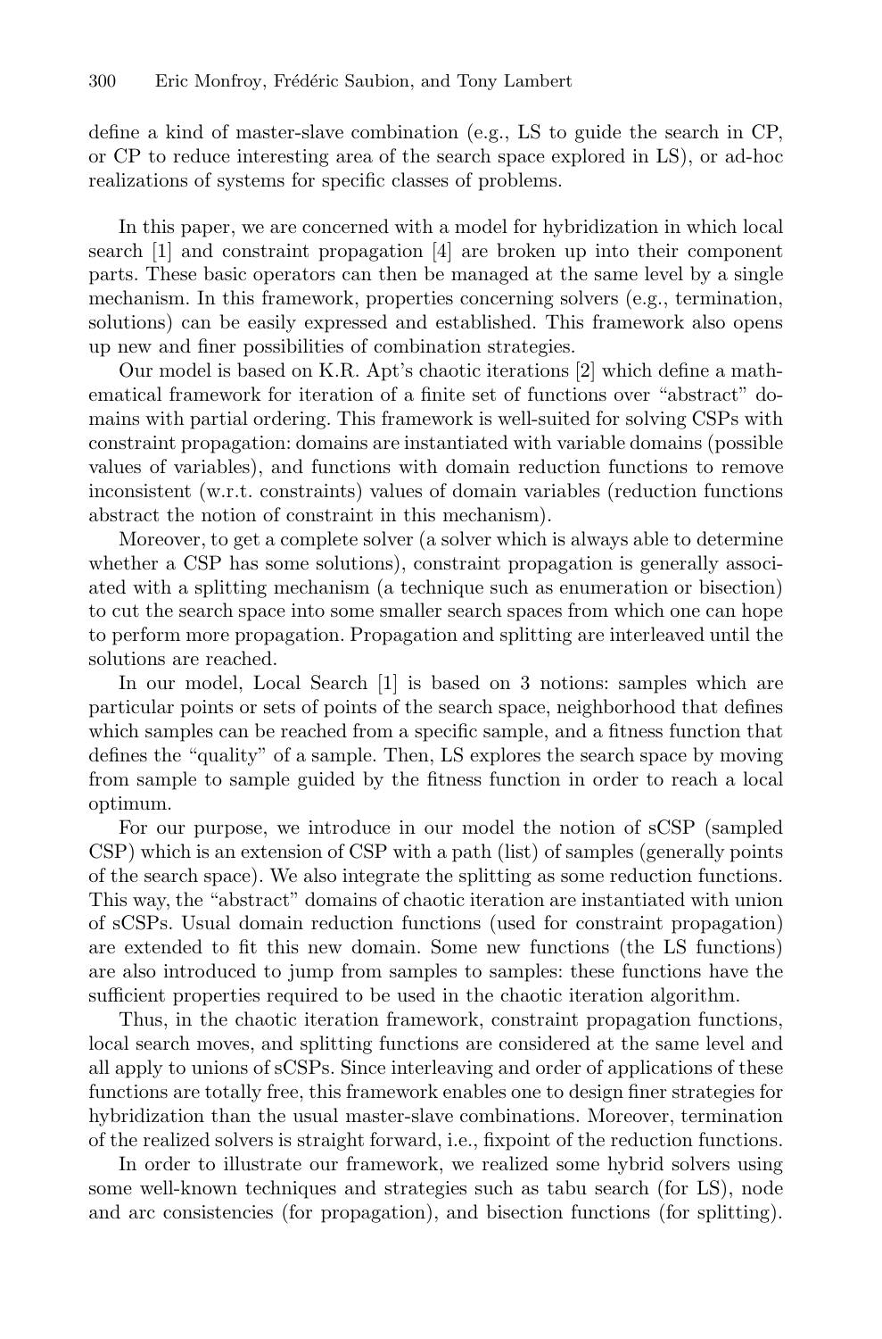define a kind of master-slave combination (e.g., LS to guide the search in CP, or CP to reduce interesting area of the search space explored in LS), or ad-hoc realizations of systems for specific classes of problems.

In this paper, we are concerned with a model for hybridization in which local search [1] and constraint propagation [4] are broken up into their component parts. These basic operators can then be managed at the same level by a single mechanism. In this framework, properties concerning solvers (e.g., termination, solutions) can be easily expressed and established. This framework also opens up new and finer possibilities of combination strategies.

Our model is based on K.R. Apt's chaotic iterations [2] which define a mathematical framework for iteration of a finite set of functions over "abstract" domains with partial ordering. This framework is well-suited for solving CSPs with constraint propagation: domains are instantiated with variable domains (possible values of variables), and functions with domain reduction functions to remove inconsistent (w.r.t. constraints) values of domain variables (reduction functions abstract the notion of constraint in this mechanism).

Moreover, to get a complete solver (a solver which is always able to determine whether a CSP has some solutions), constraint propagation is generally associated with a splitting mechanism (a technique such as enumeration or bisection) to cut the search space into some smaller search spaces from which one can hope to perform more propagation. Propagation and splitting are interleaved until the solutions are reached.

In our model, Local Search [1] is based on 3 notions: samples which are particular points or sets of points of the search space, neighborhood that defines which samples can be reached from a specific sample, and a fitness function that defines the "quality" of a sample. Then, LS explores the search space by moving from sample to sample guided by the fitness function in order to reach a local optimum.

For our purpose, we introduce in our model the notion of sCSP (sampled CSP) which is an extension of CSP with a path (list) of samples (generally points of the search space). We also integrate the splitting as some reduction functions. This way, the "abstract" domains of chaotic iteration are instantiated with union of sCSPs. Usual domain reduction functions (used for constraint propagation) are extended to fit this new domain. Some new functions (the LS functions) are also introduced to jump from samples to samples: these functions have the sufficient properties required to be used in the chaotic iteration algorithm.

Thus, in the chaotic iteration framework, constraint propagation functions, local search moves, and splitting functions are considered at the same level and all apply to unions of sCSPs. Since interleaving and order of applications of these functions are totally free, this framework enables one to design finer strategies for hybridization than the usual master-slave combinations. Moreover, termination of the realized solvers is straight forward, i.e., fixpoint of the reduction functions.

In order to illustrate our framework, we realized some hybrid solvers using some well-known techniques and strategies such as tabu search (for LS), node and arc consistencies (for propagation), and bisection functions (for splitting).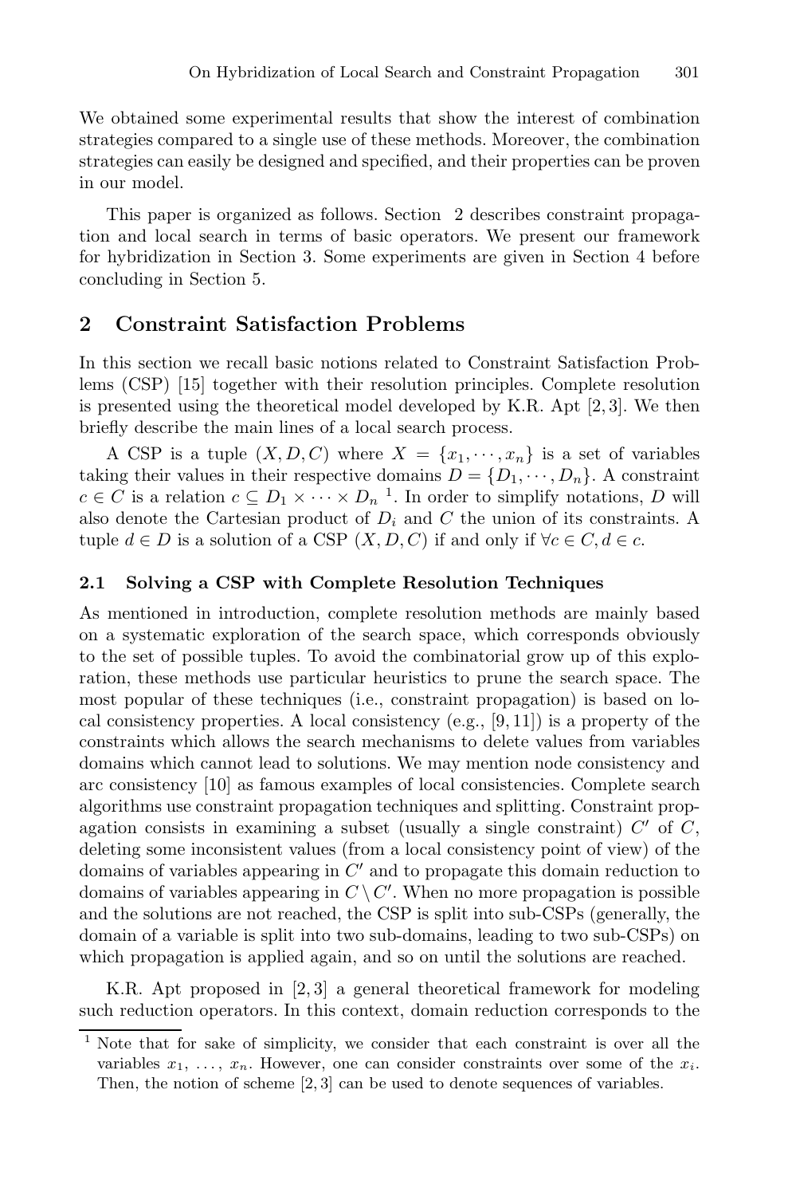We obtained some experimental results that show the interest of combination strategies compared to a single use of these methods. Moreover, the combination strategies can easily be designed and specified, and their properties can be proven in our model.

This paper is organized as follows. Section 2 describes constraint propagation and local search in terms of basic operators. We present our framework for hybridization in Section 3. Some experiments are given in Section 4 before concluding in Section 5.

## 2 Constraint Satisfaction Problems

In this section we recall basic notions related to Constraint Satisfaction Problems (CSP) [15] together with their resolution principles. Complete resolution is presented using the theoretical model developed by K.R. Apt [2, 3]. We then briefly describe the main lines of a local search process.

A CSP is a tuple $(X, D, C)$ where $X = \{x_1, \cdots, x_n\}$ is a set of variables taking their values in their respective domains $D = \{D_1, \cdots, D_n\}$. A constraint $c \in C$ is a relation $c \subseteq D_1 \times \cdots \times D_n$ [1]. In order to simplify notations, $D$ will also denote the Cartesian product of $D_i$ and $C$ the union of its constraints. A tuple $d \in D$ is a solution of a CSP $(X, D, C)$ if and only if $\forall c \in C, d \in c$.

### 2.1 Solving a CSP with Complete Resolution Techniques

As mentioned in introduction, complete resolution methods are mainly based on a systematic exploration of the search space, which corresponds obviously to the set of possible tuples. To avoid the combinatorial grow up of this exploration, these methods use particular heuristics to prune the search space. The most popular of these techniques (i.e., constraint propagation) is based on local consistency properties. A local consistency (e.g., [9, 11]) is a property of the constraints which allows the search mechanisms to delete values from variables domains which cannot lead to solutions. We may mention node consistency and arc consistency [10] as famous examples of local consistencies. Complete search algorithms use constraint propagation techniques and splitting. Constraint propagation consists in examining a subset (usually a single constraint) $C'$ of $C$, deleting some inconsistent values (from a local consistency point of view) of the domains of variables appearing in $C'$ and to propagate this domain reduction to domains of variables appearing in $C \setminus C'$. When no more propagation is possible and the solutions are not reached, the CSP is split into sub-CSPs (generally, the domain of a variable is split into two sub-domains, leading to two sub-CSPs) on which propagation is applied again, and so on until the solutions are reached.

K.R. Apt proposed in [2, 3] a general theoretical framework for modeling such reduction operators. In this context, domain reduction corresponds to the

[1] Note that for sake of simplicity, we consider that each constraint is over all the variables $x_1, \ldots, x_n$. However, one can consider constraints over some of the $x_i$. Then, the notion of scheme [2, 3] can be used to denote sequences of variables.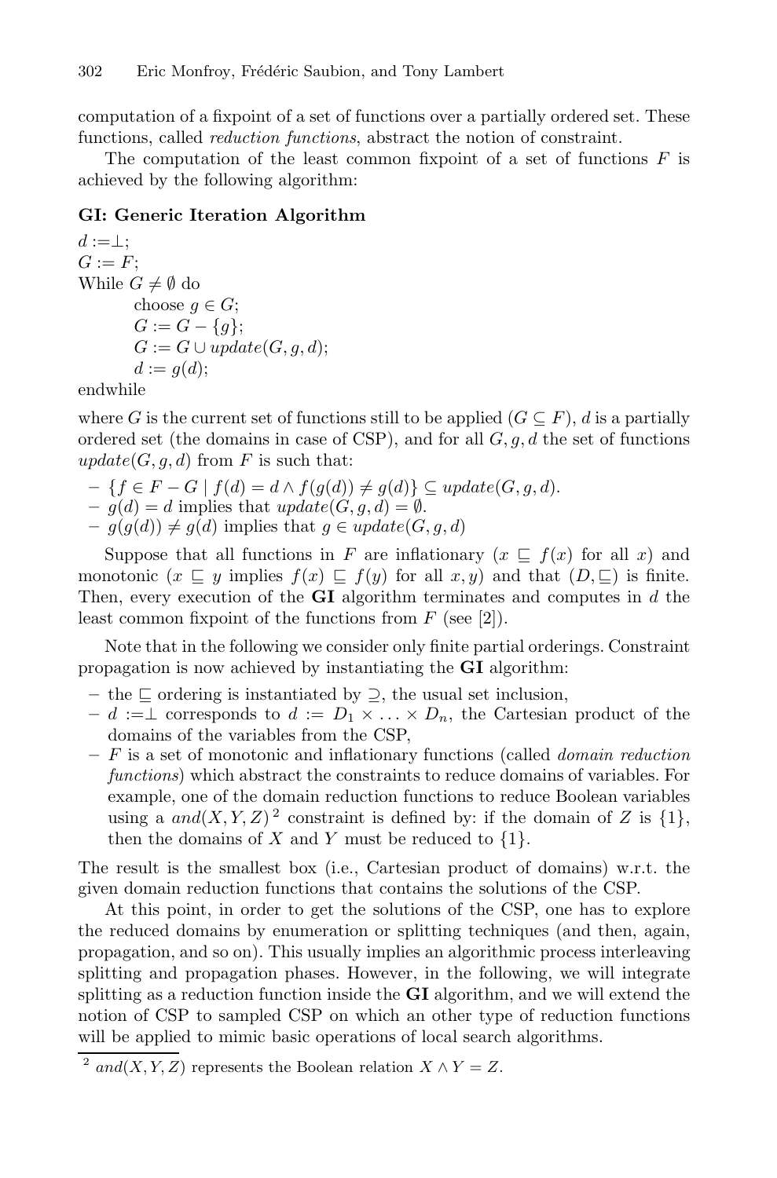computation of a fixpoint of a set of functions over a partially ordered set. These functions, called *reduction functions*, abstract the notion of constraint.

The computation of the least common fixpoint of a set of functions $F$ is achieved by the following algorithm:

**GI: Generic Iteration Algorithm**

$d := \perp$;
$G := F$;
While $G \neq \emptyset$ do
    choose $g \in G$;
    $G := G - \{g\}$;
    $G := G \cup update(G, g, d)$;
    $d := g(d)$;
endwhile

where $G$ is the current set of functions still to be applied ($G \subseteq F$), $d$ is a partially ordered set (the domains in case of CSP), and for all $G, g, d$ the set of functions $update(G, g, d)$ from $F$ is such that:

- $\{f \in F - G \mid f(d) = d \wedge f(g(d)) \neq g(d)\} \subseteq update(G, g, d)$.
- $g(d) = d$ implies that $update(G, g, d) = \emptyset$.
- $g(g(d)) \neq g(d)$ implies that $g \in update(G, g, d)$

Suppose that all functions in $F$ are inflationary ($x \sqsubseteq f(x)$ for all $x$) and monotonic ($x \sqsubseteq y$ implies $f(x) \sqsubseteq f(y)$ for all $x, y$) and that $(D, \sqsubseteq)$ is finite. Then, every execution of the **GI** algorithm terminates and computes in $d$ the least common fixpoint of the functions from $F$ (see [2]).

Note that in the following we consider only finite partial orderings. Constraint propagation is now achieved by instantiating the **GI** algorithm:

- the $\sqsubseteq$ ordering is instantiated by $\supseteq$, the usual set inclusion,
- $d := \perp$ corresponds to $d := D_1 \times \ldots \times D_n$, the Cartesian product of the domains of the variables from the CSP,
- $F$ is a set of monotonic and inflationary functions (called *domain reduction functions*) which abstract the constraints to reduce domains of variables. For example, one of the domain reduction functions to reduce Boolean variables using a $and(X, Y, Z)$[2] constraint is defined by: if the domain of $Z$ is $\{1\}$, then the domains of $X$ and $Y$ must be reduced to $\{1\}$.

The result is the smallest box (i.e., Cartesian product of domains) w.r.t. the given domain reduction functions that contains the solutions of the CSP.

At this point, in order to get the solutions of the CSP, one has to explore the reduced domains by enumeration or splitting techniques (and then, again, propagation, and so on). This usually implies an algorithmic process interleaving splitting and propagation phases. However, in the following, we will integrate splitting as a reduction function inside the **GI** algorithm, and we will extend the notion of CSP to sampled CSP on which an other type of reduction functions will be applied to mimic basic operations of local search algorithms.

[2] $and(X, Y, Z)$ represents the Boolean relation $X \wedge Y = Z$.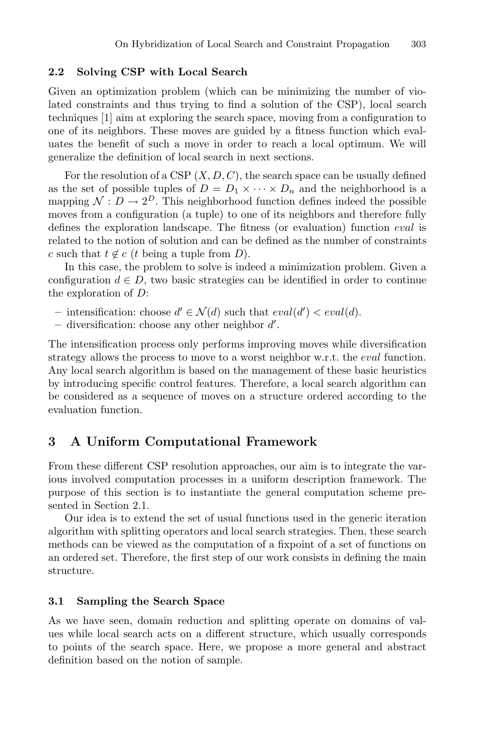### 2.2 Solving CSP with Local Search

Given an optimization problem (which can be minimizing the number of violated constraints and thus trying to find a solution of the CSP), local search techniques [1] aim at exploring the search space, moving from a configuration to one of its neighbors. These moves are guided by a fitness function which evaluates the benefit of such a move in order to reach a local optimum. We will generalize the definition of local search in next sections.

For the resolution of a CSP $(X, D, C)$, the search space can be usually defined as the set of possible tuples of $D = D_1 \times \cdots \times D_n$ and the neighborhood is a mapping $\mathcal{N} : D \rightarrow 2^D$. This neighborhood function defines indeed the possible moves from a configuration (a tuple) to one of its neighbors and therefore fully defines the exploration landscape. The fitness (or evaluation) function *eval* is related to the notion of solution and can be defined as the number of constraints $c$ such that $t \notin c$ ($t$ being a tuple from $D$).

In this case, the problem to solve is indeed a minimization problem. Given a configuration $d \in D$, two basic strategies can be identified in order to continue the exploration of $D$:

- intensification: choose $d' \in \mathcal{N}(d)$ such that $eval(d') < eval(d)$.
- diversification: choose any other neighbor $d'$.

The intensification process only performs improving moves while diversification strategy allows the process to move to a worst neighbor w.r.t. the *eval* function. Any local search algorithm is based on the management of these basic heuristics by introducing specific control features. Therefore, a local search algorithm can be considered as a sequence of moves on a structure ordered according to the evaluation function.

## 3 A Uniform Computational Framework

From these different CSP resolution approaches, our aim is to integrate the various involved computation processes in a uniform description framework. The purpose of this section is to instantiate the general computation scheme presented in Section 2.1.

Our idea is to extend the set of usual functions used in the generic iteration algorithm with splitting operators and local search strategies. Then, these search methods can be viewed as the computation of a fixpoint of a set of functions on an ordered set. Therefore, the first step of our work consists in defining the main structure.

### 3.1 Sampling the Search Space

As we have seen, domain reduction and splitting operate on domains of values while local search acts on a different structure, which usually corresponds to points of the search space. Here, we propose a more general and abstract definition based on the notion of sample.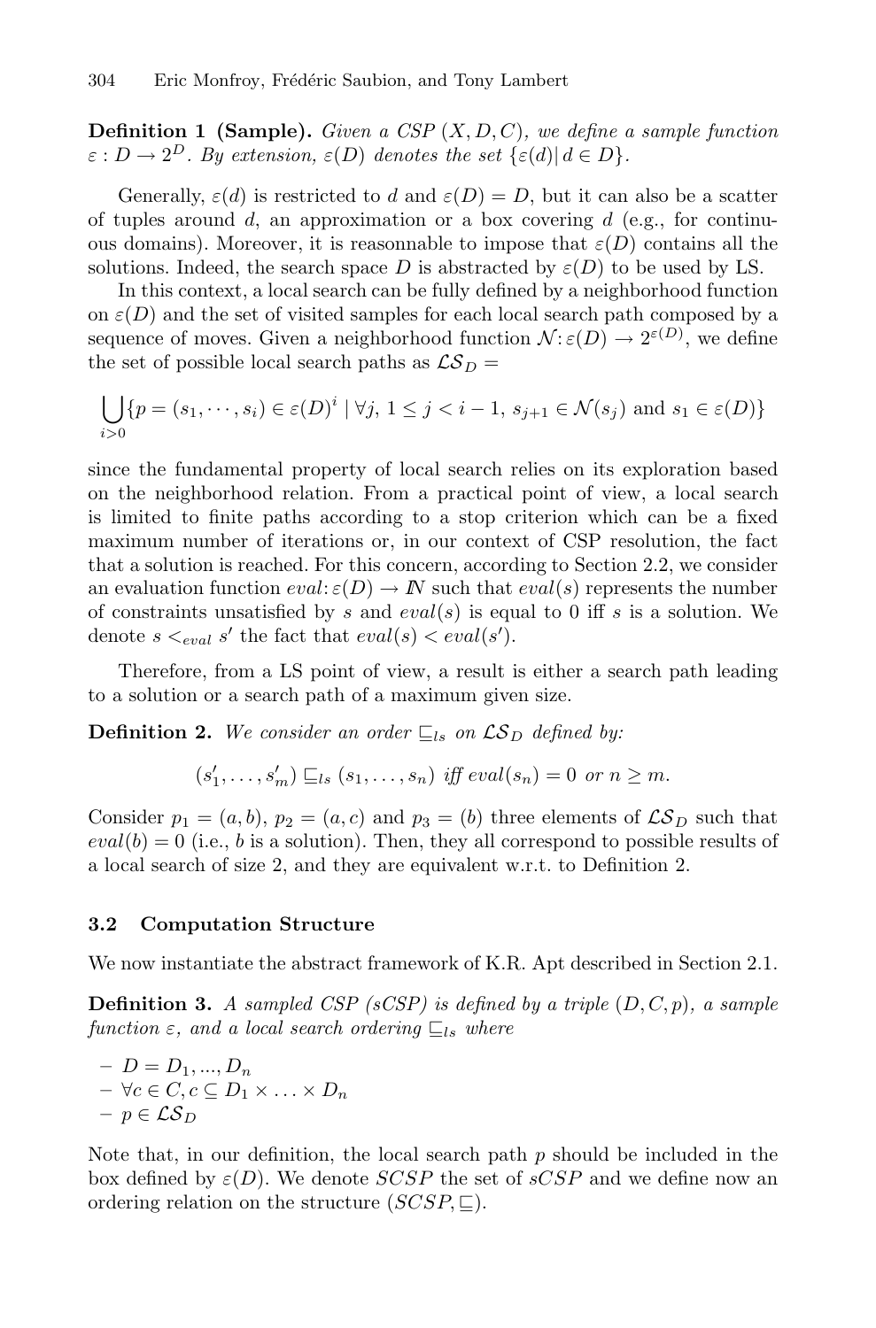**Definition 1 (Sample).** *Given a CSP $(X, D, C)$, we define a sample function $\varepsilon : D \rightarrow 2^D$. By extension, $\varepsilon(D)$ denotes the set $\{\varepsilon(d) | \, d \in D\}$.*

Generally, $\varepsilon(d)$ is restricted to $d$ and $\varepsilon(D) = D$, but it can also be a scatter of tuples around $d$, an approximation or a box covering $d$ (e.g., for continuous domains). Moreover, it is reasonnable to impose that $\varepsilon(D)$ contains all the solutions. Indeed, the search space $D$ is abstracted by $\varepsilon(D)$ to be used by LS.

In this context, a local search can be fully defined by a neighborhood function on $\varepsilon(D)$ and the set of visited samples for each local search path composed by a sequence of moves. Given a neighborhood function $\mathcal{N}: \varepsilon(D) \rightarrow 2^{\varepsilon(D)}$, we define the set of possible local search paths as $\mathcal{LS}_D =$

$$\bigcup_{i>0} \{p = (s_1, \cdots, s_i) \in \varepsilon(D)^i \mid \forall j, \, 1 \leq j < i-1, \, s_{j+1} \in \mathcal{N}(s_j) \text{ and } s_1 \in \varepsilon(D)\}$$

since the fundamental property of local search relies on its exploration based on the neighborhood relation. From a practical point of view, a local search is limited to finite paths according to a stop criterion which can be a fixed maximum number of iterations or, in our context of CSP resolution, the fact that a solution is reached. For this concern, according to Section 2.2, we consider an evaluation function $eval: \varepsilon(D) \rightarrow \mathbb{N}$ such that $eval(s)$ represents the number of constraints unsatisfied by $s$ and $eval(s)$ is equal to 0 iff $s$ is a solution. We denote $s <_{eval} s'$ the fact that $eval(s) < eval(s')$.

Therefore, from a LS point of view, a result is either a search path leading to a solution or a search path of a maximum given size.

**Definition 2.** *We consider an order $\sqsubseteq_{ls}$ on $\mathcal{LS}_D$ defined by:*

$$(s'_1, \ldots, s'_m) \sqsubseteq_{ls} (s_1, \ldots, s_n) \textit{ iff } eval(s_n) = 0 \textit{ or } n \geq m.$$

Consider $p_1 = (a, b)$, $p_2 = (a, c)$ and $p_3 = (b)$ three elements of $\mathcal{LS}_D$ such that $eval(b) = 0$ (i.e., $b$ is a solution). Then, they all correspond to possible results of a local search of size 2, and they are equivalent w.r.t. to Definition 2.

### 3.2 Computation Structure

We now instantiate the abstract framework of K.R. Apt described in Section 2.1.

**Definition 3.** *A sampled CSP (sCSP) is defined by a triple $(D, C, p)$, a sample function $\varepsilon$, and a local search ordering $\sqsubseteq_{ls}$ where*

- $D = D_1, ..., D_n$
- $\forall c \in C, c \subseteq D_1 \times \ldots \times D_n$
- $p \in \mathcal{LS}_D$

Note that, in our definition, the local search path $p$ should be included in the box defined by $\varepsilon(D)$. We denote $SCSP$ the set of $sCSP$ and we define now an ordering relation on the structure $(SCSP, \sqsubseteq)$.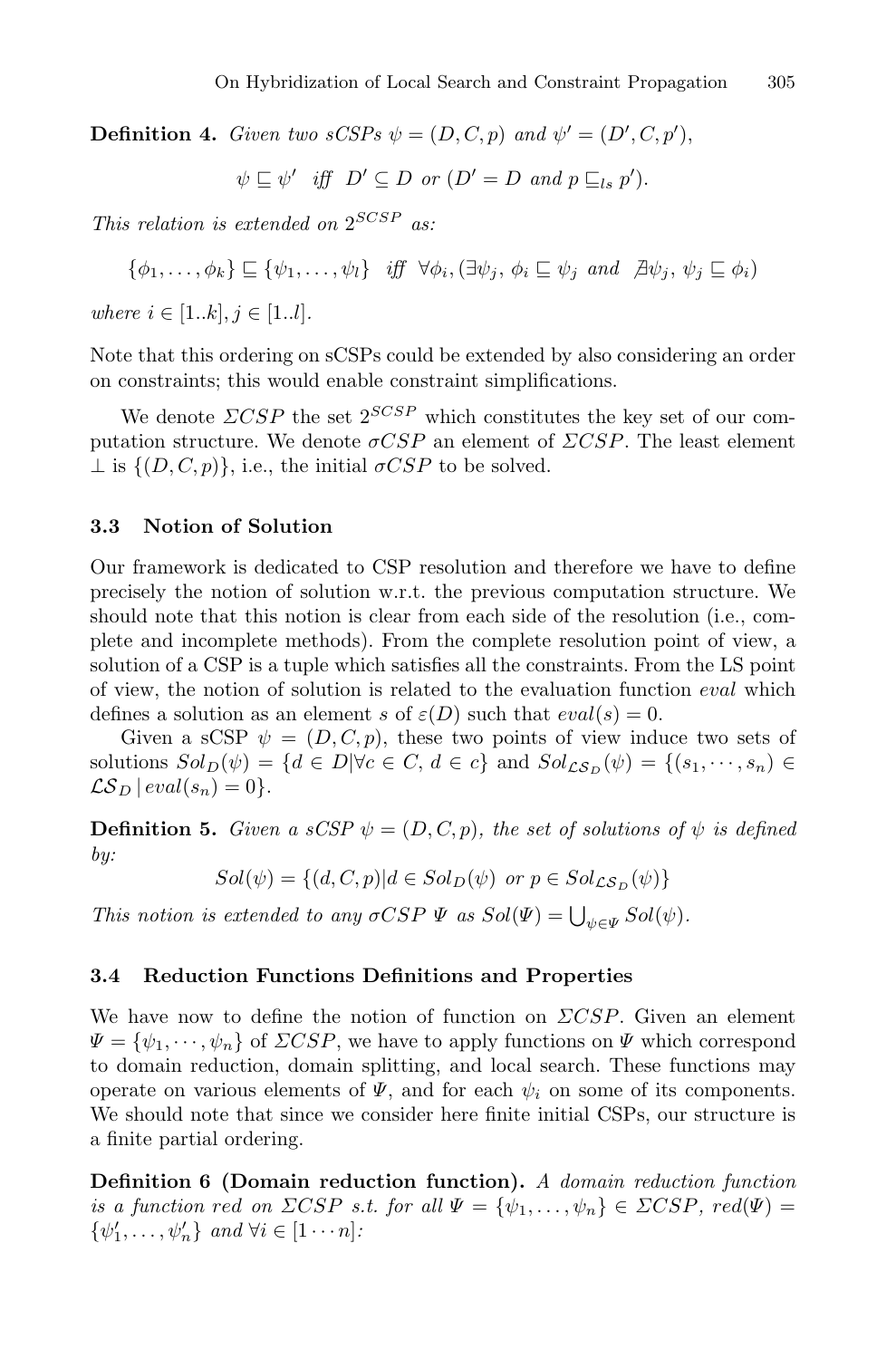**Definition 4.** *Given two sCSPs $\psi = (D, C, p)$ and $\psi' = (D', C, p')$,*

$$\psi \sqsubseteq \psi' \quad \textit{iff} \quad D' \subseteq D \textit{ or } (D' = D \textit{ and } p \sqsubseteq_{ls} p').$$

*This relation is extended on $2^{SCSP}$ as:*

$$\{\phi_1, \ldots, \phi_k\} \sqsubseteq \{\psi_1, \ldots, \psi_l\} \quad \textit{iff} \quad \forall \phi_i, (\exists \psi_j,\ \phi_i \sqsubseteq \psi_j \textit{ and } \nexists \psi_j,\ \psi_j \sqsubseteq \phi_i)$$

*where $i \in [1..k], j \in [1..l]$.*

Note that this ordering on sCSPs could be extended by also considering an order on constraints; this would enable constraint simplifications.

We denote $\Sigma CSP$ the set $2^{SCSP}$ which constitutes the key set of our computation structure. We denote $\sigma CSP$ an element of $\Sigma CSP$. The least element $\bot$ is $\{(D, C, p)\}$, i.e., the initial $\sigma CSP$ to be solved.

### 3.3 Notion of Solution

Our framework is dedicated to CSP resolution and therefore we have to define precisely the notion of solution w.r.t. the previous computation structure. We should note that this notion is clear from each side of the resolution (i.e., complete and incomplete methods). From the complete resolution point of view, a solution of a CSP is a tuple which satisfies all the constraints. From the LS point of view, the notion of solution is related to the evaluation function *eval* which defines a solution as an element $s$ of $\varepsilon(D)$ such that $eval(s) = 0$.

Given a sCSP $\psi = (D, C, p)$, these two points of view induce two sets of solutions $Sol_D(\psi) = \{d \in D | \forall c \in C, d \in c\}$ and $Sol_{\mathcal{LS}_D}(\psi) = \{(s_1, \cdots, s_n) \in \mathcal{LS}_D \,|\, eval(s_n) = 0\}$.

**Definition 5.** *Given a sCSP $\psi = (D, C, p)$, the set of solutions of $\psi$ is defined by:*

$$Sol(\psi) = \{(d, C, p) | d \in Sol_D(\psi) \textit{ or } p \in Sol_{\mathcal{LS}_D}(\psi)\}$$

*This notion is extended to any $\sigma CSP$ $\Psi$ as $Sol(\Psi) = \bigcup_{\psi \in \Psi} Sol(\psi)$.*

### 3.4 Reduction Functions Definitions and Properties

We have now to define the notion of function on $\Sigma CSP$. Given an element $\Psi = \{\psi_1, \cdots, \psi_n\}$ of $\Sigma CSP$, we have to apply functions on $\Psi$ which correspond to domain reduction, domain splitting, and local search. These functions may operate on various elements of $\Psi$, and for each $\psi_i$ on some of its components. We should note that since we consider here finite initial CSPs, our structure is a finite partial ordering.

**Definition 6 (Domain reduction function).** *A domain reduction function is a function red on $\Sigma CSP$ s.t. for all $\Psi = \{\psi_1, \ldots, \psi_n\} \in \Sigma CSP$, $red(\Psi) = \{\psi'_1, \ldots, \psi'_n\}$ and $\forall i \in [1 \cdots n]$:*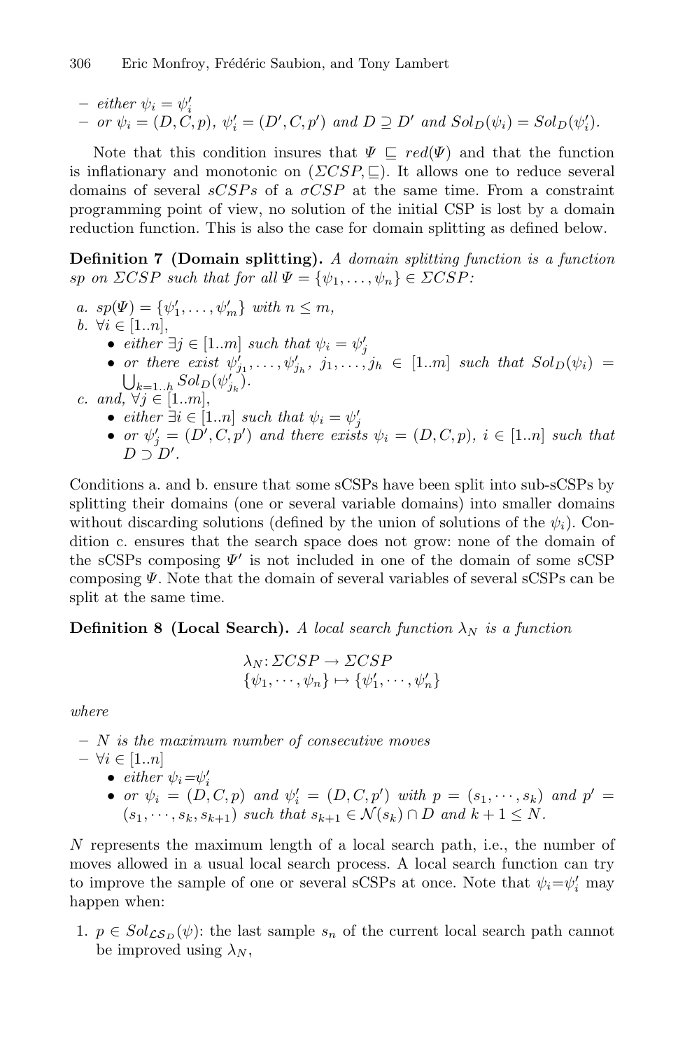– *either* $\psi_i = \psi'_i$
– *or* $\psi_i = (D, C, p)$, $\psi'_i = (D', C, p')$ *and* $D \supseteq D'$ *and* $Sol_D(\psi_i) = Sol_D(\psi'_i)$.

Note that this condition insures that $\Psi \sqsubseteq red(\Psi)$ and that the function is inflationary and monotonic on $(\Sigma CSP, \sqsubseteq)$. It allows one to reduce several domains of several *sCSPs* of a $\sigma CSP$ at the same time. From a constraint programming point of view, no solution of the initial CSP is lost by a domain reduction function. This is also the case for domain splitting as defined below.

**Definition 7 (Domain splitting).** *A domain splitting function is a function* $sp$ *on* $\Sigma CSP$ *such that for all* $\Psi = \{\psi_1, \ldots, \psi_n\} \in \Sigma CSP$*:*

*a.* $sp(\Psi) = \{\psi'_1, \ldots, \psi'_m\}$ *with* $n \leq m$*,*
*b.* $\forall i \in [1..n]$*,*
  - *either* $\exists j \in [1..m]$ *such that* $\psi_i = \psi'_j$
  - *or there exist* $\psi'_{j_1}, \ldots, \psi'_{j_h}$*,* $j_1, \ldots, j_h \in [1..m]$ *such that* $Sol_D(\psi_i) = \bigcup_{k=1..h} Sol_D(\psi'_{j_k})$*.*

*c. and,* $\forall j \in [1..m]$*,*
  - *either* $\exists i \in [1..n]$ *such that* $\psi_i = \psi'_j$
  - *or* $\psi'_j = (D', C, p')$ *and there exists* $\psi_i = (D, C, p)$*,* $i \in [1..n]$ *such that* $D \supset D'$*.*

Conditions a. and b. ensure that some sCSPs have been split into sub-sCSPs by splitting their domains (one or several variable domains) into smaller domains without discarding solutions (defined by the union of solutions of the $\psi_i$). Condition c. ensures that the search space does not grow: none of the domain of the sCSPs composing $\Psi'$ is not included in one of the domain of some sCSP composing $\Psi$. Note that the domain of several variables of several sCSPs can be split at the same time.

**Definition 8 (Local Search).** *A local search function* $\lambda_N$ *is a function*

$$\lambda_N \colon \Sigma CSP \to \Sigma CSP$$
$$\{\psi_1, \cdots, \psi_n\} \mapsto \{\psi'_1, \cdots, \psi'_n\}$$

*where*

– $N$ *is the maximum number of consecutive moves*
– $\forall i \in [1..n]$
  - *either* $\psi_i = \psi'_i$
  - *or* $\psi_i = (D, C, p)$ *and* $\psi'_i = (D, C, p')$ *with* $p = (s_1, \cdots, s_k)$ *and* $p' = (s_1, \cdots, s_k, s_{k+1})$ *such that* $s_{k+1} \in \mathcal{N}(s_k) \cap D$ *and* $k + 1 \leq N$*.*

$N$ represents the maximum length of a local search path, i.e., the number of moves allowed in a usual local search process. A local search function can try to improve the sample of one or several sCSPs at once. Note that $\psi_i = \psi'_i$ may happen when:

1. $p \in Sol_{\mathcal{LS}_D}(\psi)$: the last sample $s_n$ of the current local search path cannot be improved using $\lambda_N$,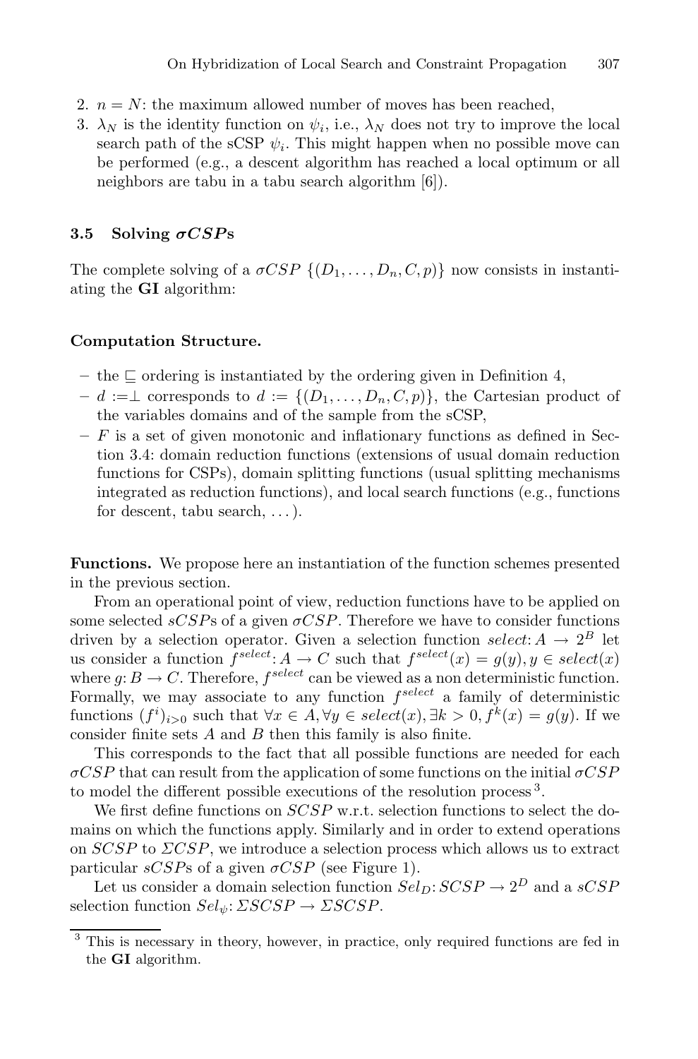2. $n = N$: the maximum allowed number of moves has been reached,
3. $\lambda_N$ is the identity function on $\psi_i$, i.e., $\lambda_N$ does not try to improve the local search path of the sCSP $\psi_i$. This might happen when no possible move can be performed (e.g., a descent algorithm has reached a local optimum or all neighbors are tabu in a tabu search algorithm [6]).

### 3.5 Solving $\sigma CSP$s

The complete solving of a $\sigma CSP$ $\{(D_1, \ldots, D_n, C, p)\}$ now consists in instantiating the **GI** algorithm:

**Computation Structure.**

- the $\sqsubseteq$ ordering is instantiated by the ordering given in Definition 4,
- $d := \perp$ corresponds to $d := \{(D_1, \ldots, D_n, C, p)\}$, the Cartesian product of the variables domains and of the sample from the sCSP,
- $F$ is a set of given monotonic and inflationary functions as defined in Section 3.4: domain reduction functions (extensions of usual domain reduction functions for CSPs), domain splitting functions (usual splitting mechanisms integrated as reduction functions), and local search functions (e.g., functions for descent, tabu search, ...).

**Functions.** We propose here an instantiation of the function schemes presented in the previous section.

From an operational point of view, reduction functions have to be applied on some selected $sCSP$s of a given $\sigma CSP$. Therefore we have to consider functions driven by a selection operator. Given a selection function $select: A \rightarrow 2^B$ let us consider a function $f^{select}: A \rightarrow C$ such that $f^{select}(x) = g(y), y \in select(x)$ where $g: B \rightarrow C$. Therefore, $f^{select}$ can be viewed as a non deterministic function. Formally, we may associate to any function $f^{select}$ a family of deterministic functions $(f^i)_{i>0}$ such that $\forall x \in A, \forall y \in select(x), \exists k > 0, f^k(x) = g(y)$. If we consider finite sets $A$ and $B$ then this family is also finite.

This corresponds to the fact that all possible functions are needed for each $\sigma CSP$ that can result from the application of some functions on the initial $\sigma CSP$ to model the different possible executions of the resolution process[3].

We first define functions on $SCSP$ w.r.t. selection functions to select the domains on which the functions apply. Similarly and in order to extend operations on $SCSP$ to $\Sigma CSP$, we introduce a selection process which allows us to extract particular $sCSP$s of a given $\sigma CSP$ (see Figure 1).

Let us consider a domain selection function $Sel_D: SCSP \rightarrow 2^D$ and a $sCSP$ selection function $Sel_\psi: \Sigma SCSP \rightarrow \Sigma SCSP$.

[3] This is necessary in theory, however, in practice, only required functions are fed in the **GI** algorithm.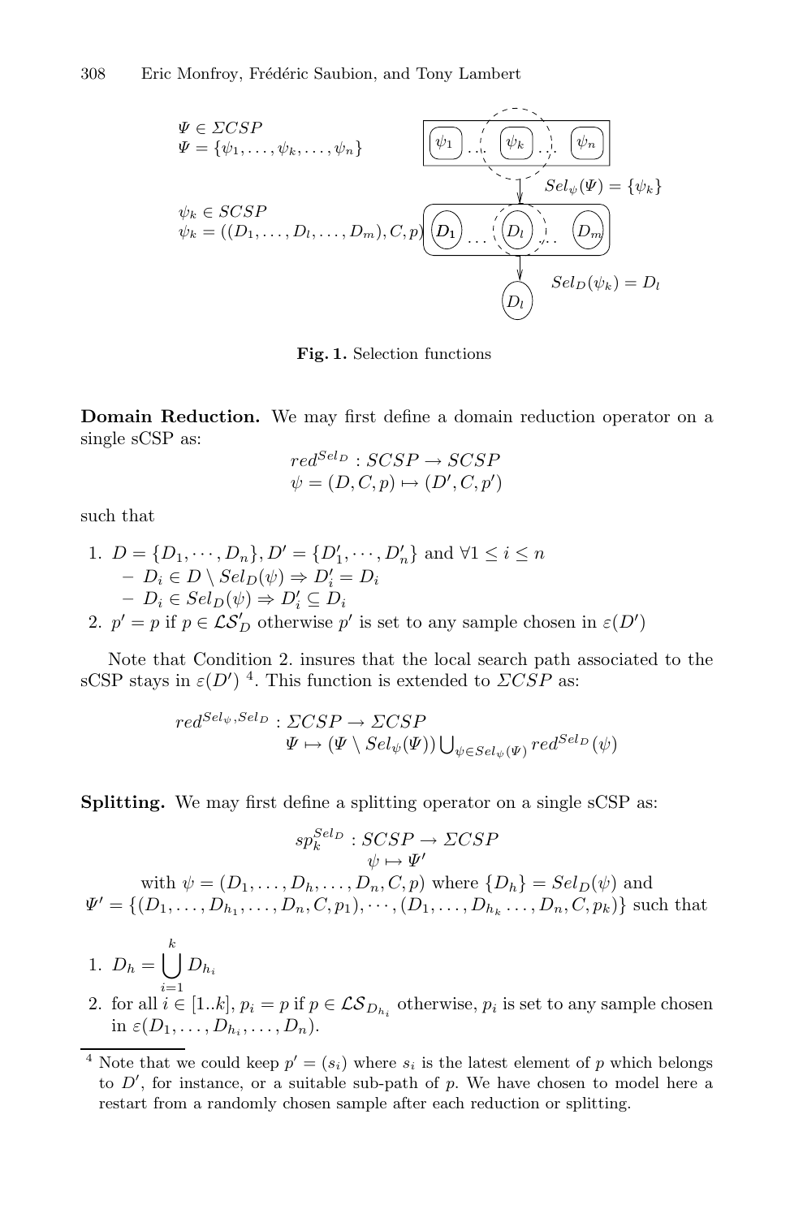$\Psi \in \Sigma CSP$
$\Psi = \{\psi_1, \ldots, \psi_k, \ldots, \psi_n\}$

$\psi_k \in SCSP$
$\psi_k = ((D_1, \ldots, D_l, \ldots, D_m), C, p)$

$Sel_\psi(\Psi) = \{\psi_k\}$

$Sel_D(\psi_k) = D_l$

**Fig. 1.** Selection functions

**Domain Reduction.** We may first define a domain reduction operator on a single sCSP as:

$$red^{Sel_D} : SCSP \rightarrow SCSP$$
$$\psi = (D, C, p) \mapsto (D', C, p')$$

such that

1. $D = \{D_1, \cdots, D_n\}, D' = \{D'_1, \cdots, D'_n\}$ and $\forall 1 \leq i \leq n$
   - $D_i \in D \setminus Sel_D(\psi) \Rightarrow D'_i = D_i$
   - $D_i \in Sel_D(\psi) \Rightarrow D'_i \subseteq D_i$
2. $p' = p$ if $p \in \mathcal{LS}'_D$ otherwise $p'$ is set to any sample chosen in $\varepsilon(D')$

Note that Condition 2. insures that the local search path associated to the sCSP stays in $\varepsilon(D')$ [4]. This function is extended to $\Sigma CSP$ as:

$$red^{Sel_\psi, Sel_D} : \Sigma CSP \rightarrow \Sigma CSP$$
$$\Psi \mapsto (\Psi \setminus Sel_\psi(\Psi)) \bigcup_{\psi \in Sel_\psi(\Psi)} red^{Sel_D}(\psi)$$

**Splitting.** We may first define a splitting operator on a single sCSP as:

$$sp_k^{Sel_D} : SCSP \rightarrow \Sigma CSP$$
$$\psi \mapsto \Psi'$$

with $\psi = (D_1, \ldots, D_h, \ldots, D_n, C, p)$ where $\{D_h\} = Sel_D(\psi)$ and $\Psi' = \{(D_1, \ldots, D_{h_1}, \ldots, D_n, C, p_1), \cdots, (D_1, \ldots, D_{h_k} \ldots, D_n, C, p_k)\}$ such that

1. $D_h = \bigcup_{i=1}^{k} D_{h_i}$
2. for all $i \in [1..k]$, $p_i = p$ if $p \in \mathcal{LS}_{D_{h_i}}$ otherwise, $p_i$ is set to any sample chosen in $\varepsilon(D_1, \ldots, D_{h_i}, \ldots, D_n)$.

[4] Note that we could keep $p' = (s_i)$ where $s_i$ is the latest element of $p$ which belongs to $D'$, for instance, or a suitable sub-path of $p$. We have chosen to model here a restart from a randomly chosen sample after each reduction or splitting.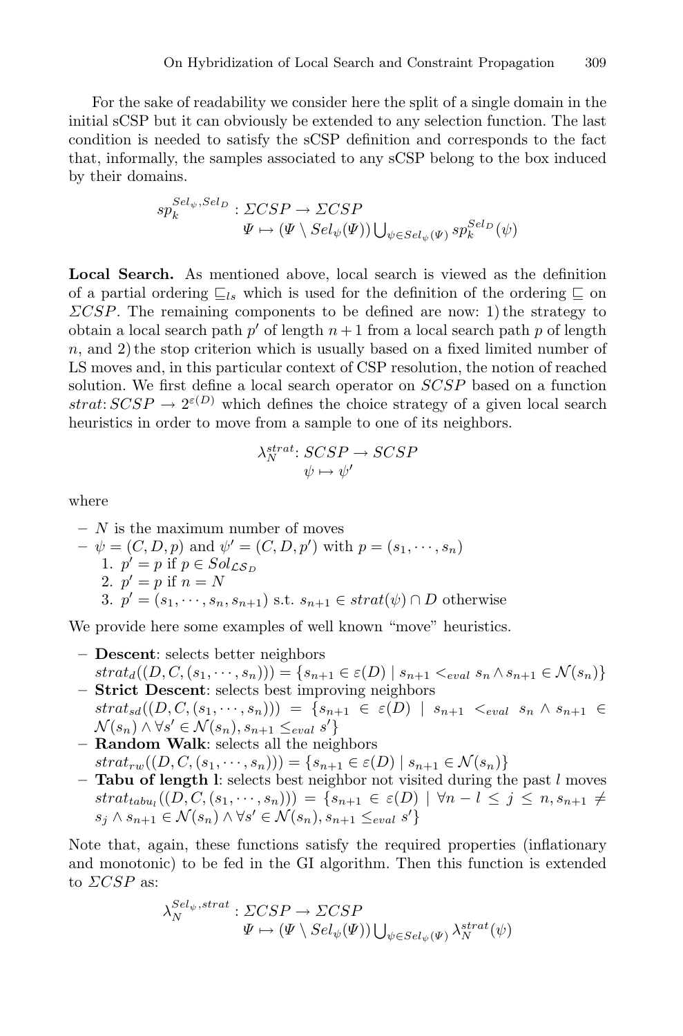For the sake of readability we consider here the split of a single domain in the initial sCSP but it can obviously be extended to any selection function. The last condition is needed to satisfy the sCSP definition and corresponds to the fact that, informally, the samples associated to any sCSP belong to the box induced by their domains.

$$sp_k^{Sel_\psi, Sel_D} : \Sigma CSP \to \Sigma CSP$$
$$\Psi \mapsto (\Psi \setminus Sel_\psi(\Psi)) \bigcup_{\psi \in Sel_\psi(\Psi)} sp_k^{Sel_D}(\psi)$$

**Local Search.** As mentioned above, local search is viewed as the definition of a partial ordering $\sqsubseteq_{ls}$ which is used for the definition of the ordering $\sqsubseteq$ on $\Sigma CSP$. The remaining components to be defined are now: 1) the strategy to obtain a local search path $p'$ of length $n+1$ from a local search path $p$ of length $n$, and 2) the stop criterion which is usually based on a fixed limited number of LS moves and, in this particular context of CSP resolution, the notion of reached solution. We first define a local search operator on $SCSP$ based on a function $strat\colon SCSP \to 2^{\varepsilon(D)}$ which defines the choice strategy of a given local search heuristics in order to move from a sample to one of its neighbors.

$$\lambda_N^{strat} \colon SCSP \to SCSP$$
$$\psi \mapsto \psi'$$

where

- $N$ is the maximum number of moves
- $\psi = (C, D, p)$ and $\psi' = (C, D, p')$ with $p = (s_1, \cdots, s_n)$
  1. $p' = p$ if $p \in Sol_{\mathcal{LS}_D}$
  2. $p' = p$ if $n = N$
  3. $p' = (s_1, \cdots, s_n, s_{n+1})$ s.t. $s_{n+1} \in strat(\psi) \cap D$ otherwise

We provide here some examples of well known "move" heuristics.

- **Descent**: selects better neighbors
  $strat_d((D, C, (s_1, \cdots, s_n))) = \{s_{n+1} \in \varepsilon(D) \mid s_{n+1} <_{eval} s_n \wedge s_{n+1} \in \mathcal{N}(s_n)\}$
- **Strict Descent**: selects best improving neighbors
  $strat_{sd}((D, C, (s_1, \cdots, s_n))) = \{s_{n+1} \in \varepsilon(D) \mid s_{n+1} <_{eval} s_n \wedge s_{n+1} \in \mathcal{N}(s_n) \wedge \forall s' \in \mathcal{N}(s_n), s_{n+1} \leq_{eval} s'\}$
- **Random Walk**: selects all the neighbors
  $strat_{rw}((D, C, (s_1, \cdots, s_n))) = \{s_{n+1} \in \varepsilon(D) \mid s_{n+1} \in \mathcal{N}(s_n)\}$
- **Tabu of length l**: selects best neighbor not visited during the past $l$ moves
  $strat_{tabu_l}((D, C, (s_1, \cdots, s_n))) = \{s_{n+1} \in \varepsilon(D) \mid \forall n - l \leq j \leq n, s_{n+1} \neq s_j \wedge s_{n+1} \in \mathcal{N}(s_n) \wedge \forall s' \in \mathcal{N}(s_n), s_{n+1} \leq_{eval} s'\}$

Note that, again, these functions satisfy the required properties (inflationary and monotonic) to be fed in the GI algorithm. Then this function is extended to $\Sigma CSP$ as:

$$\lambda_N^{Sel_\psi, strat} : \Sigma CSP \to \Sigma CSP$$
$$\Psi \mapsto (\Psi \setminus Sel_\psi(\Psi)) \bigcup_{\psi \in Sel_\psi(\Psi)} \lambda_N^{strat}(\psi)$$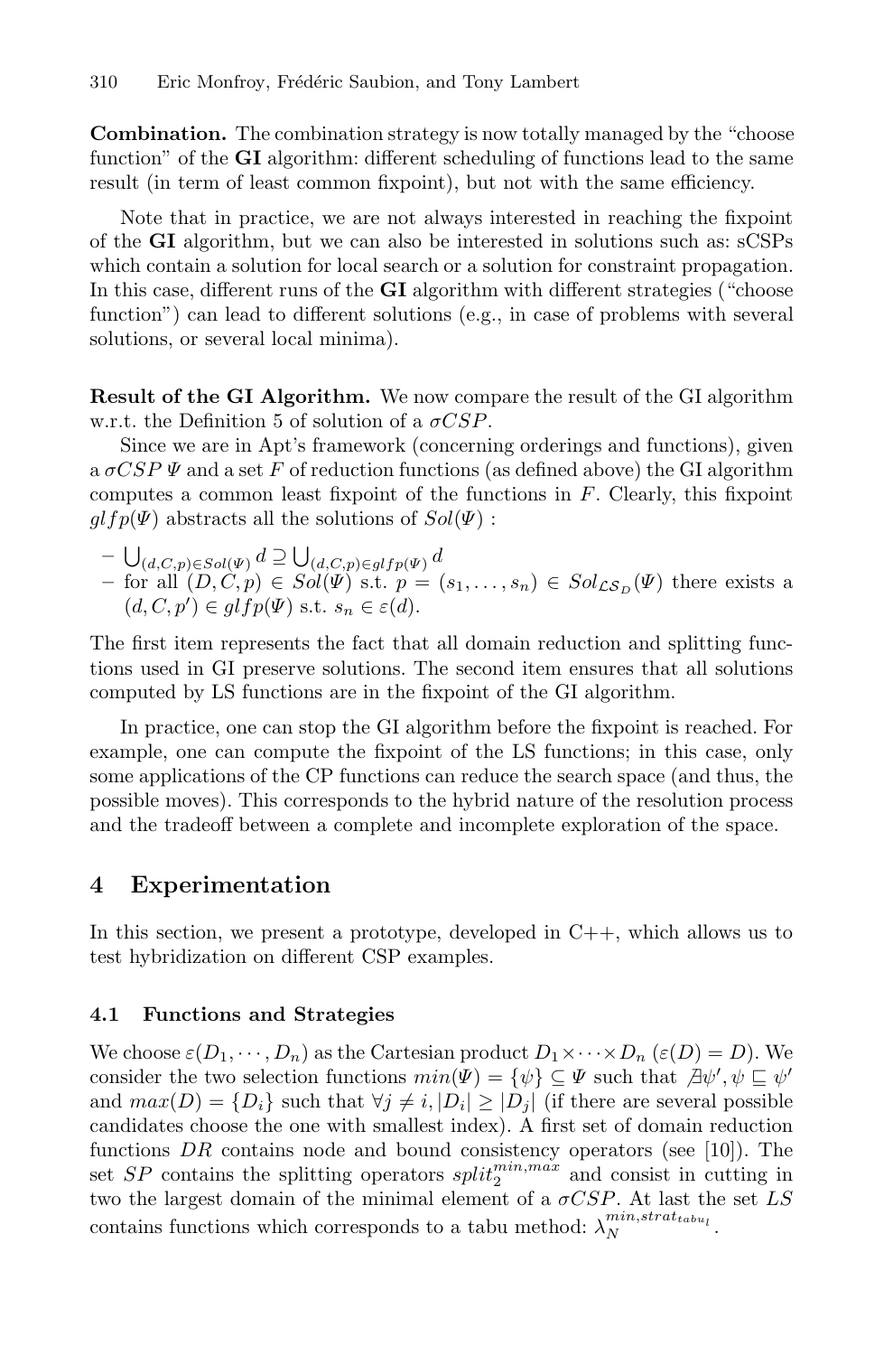**Combination.** The combination strategy is now totally managed by the "choose function" of the **GI** algorithm: different scheduling of functions lead to the same result (in term of least common fixpoint), but not with the same efficiency.

Note that in practice, we are not always interested in reaching the fixpoint of the **GI** algorithm, but we can also be interested in solutions such as: sCSPs which contain a solution for local search or a solution for constraint propagation. In this case, different runs of the **GI** algorithm with different strategies ("choose function") can lead to different solutions (e.g., in case of problems with several solutions, or several local minima).

**Result of the GI Algorithm.** We now compare the result of the GI algorithm w.r.t. the Definition 5 of solution of a $\sigma CSP$.

Since we are in Apt's framework (concerning orderings and functions), given a $\sigma CSP$ $\Psi$ and a set $F$ of reduction functions (as defined above) the GI algorithm computes a common least fixpoint of the functions in $F$. Clearly, this fixpoint $glfp(\Psi)$ abstracts all the solutions of $Sol(\Psi)$ :

- $\bigcup_{(d,C,p) \in Sol(\Psi)} d \supseteq \bigcup_{(d,C,p) \in glfp(\Psi)} d$
- for all $(D, C, p) \in Sol(\Psi)$ s.t. $p = (s_1, \ldots, s_n) \in Sol_{\mathcal{LS}_D}(\Psi)$ there exists a $(d, C, p') \in glfp(\Psi)$ s.t. $s_n \in \varepsilon(d)$.

The first item represents the fact that all domain reduction and splitting functions used in GI preserve solutions. The second item ensures that all solutions computed by LS functions are in the fixpoint of the GI algorithm.

In practice, one can stop the GI algorithm before the fixpoint is reached. For example, one can compute the fixpoint of the LS functions; in this case, only some applications of the CP functions can reduce the search space (and thus, the possible moves). This corresponds to the hybrid nature of the resolution process and the tradeoff between a complete and incomplete exploration of the space.

## 4 Experimentation

In this section, we present a prototype, developed in C++, which allows us to test hybridization on different CSP examples.

### 4.1 Functions and Strategies

We choose $\varepsilon(D_1, \cdots, D_n)$ as the Cartesian product $D_1 \times \cdots \times D_n$ ($\varepsilon(D) = D$). We consider the two selection functions $min(\Psi) = \{\psi\} \subseteq \Psi$ such that $\nexists \psi', \psi \sqsubseteq \psi'$ and $max(D) = \{D_i\}$ such that $\forall j \neq i, |D_i| \geq |D_j|$ (if there are several possible candidates choose the one with smallest index). A first set of domain reduction functions $DR$ contains node and bound consistency operators (see [10]). The set $SP$ contains the splitting operators $split_2^{min,max}$ and consist in cutting in two the largest domain of the minimal element of a $\sigma CSP$. At last the set $LS$ contains functions which corresponds to a tabu method: $\lambda_N^{min,strat_{tabu_l}}$.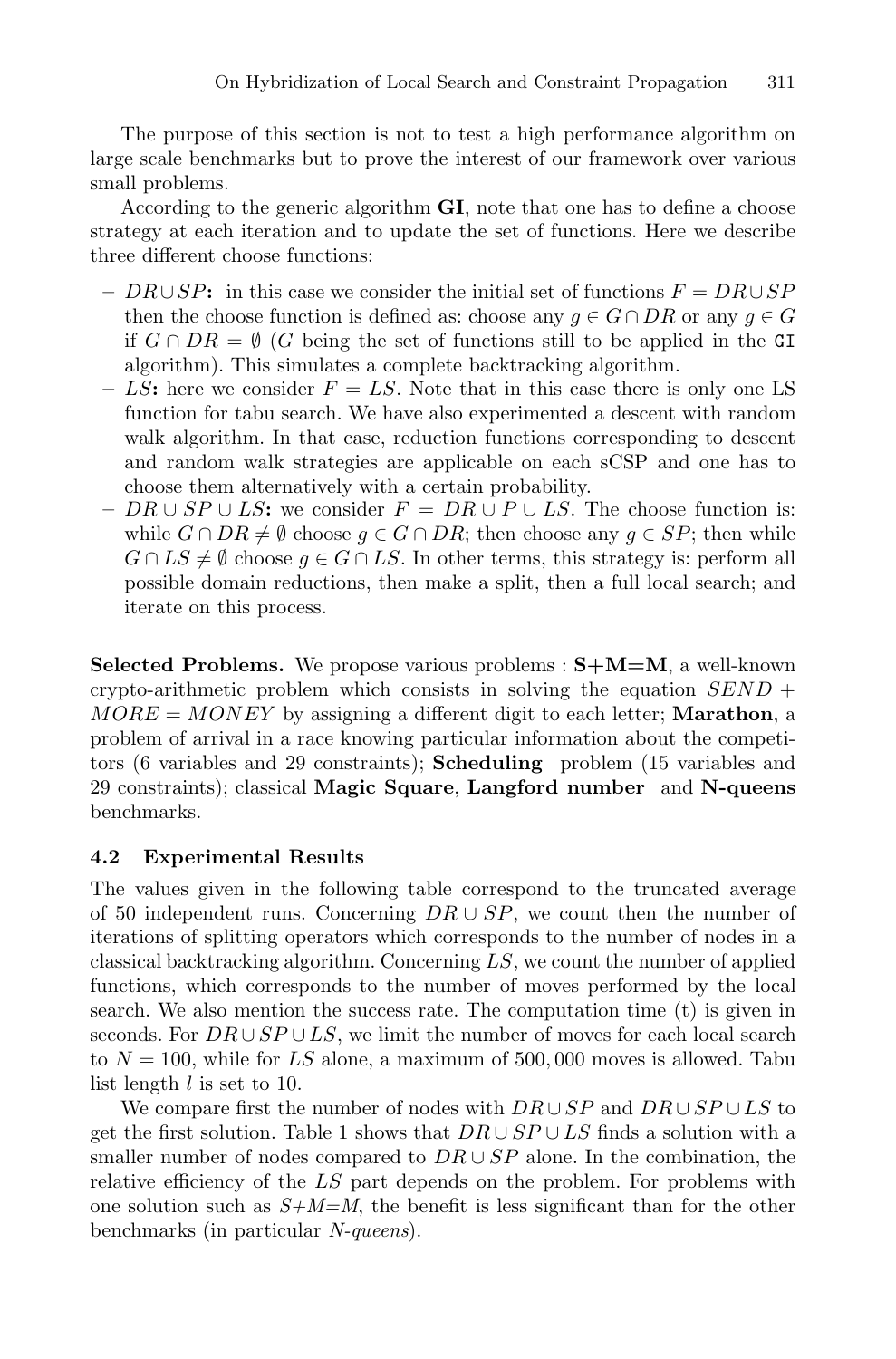The purpose of this section is not to test a high performance algorithm on large scale benchmarks but to prove the interest of our framework over various small problems.

According to the generic algorithm **GI**, note that one has to define a choose strategy at each iteration and to update the set of functions. Here we describe three different choose functions:

- $DR \cup SP$**:** in this case we consider the initial set of functions $F = DR \cup SP$ then the choose function is defined as: choose any $g \in G \cap DR$ or any $g \in G$ if $G \cap DR = \emptyset$ ($G$ being the set of functions still to be applied in the `GI` algorithm). This simulates a complete backtracking algorithm.
- $LS$**:** here we consider $F = LS$. Note that in this case there is only one LS function for tabu search. We have also experimented a descent with random walk algorithm. In that case, reduction functions corresponding to descent and random walk strategies are applicable on each sCSP and one has to choose them alternatively with a certain probability.
- $DR \cup SP \cup LS$**:** we consider $F = DR \cup P \cup LS$. The choose function is: while $G \cap DR \neq \emptyset$ choose $g \in G \cap DR$; then choose any $g \in SP$; then while $G \cap LS \neq \emptyset$ choose $g \in G \cap LS$. In other terms, this strategy is: perform all possible domain reductions, then make a split, then a full local search; and iterate on this process.

**Selected Problems.** We propose various problems : **S+M=M**, a well-known crypto-arithmetic problem which consists in solving the equation $SEND + MORE = MONEY$ by assigning a different digit to each letter; **Marathon**, a problem of arrival in a race knowing particular information about the competitors (6 variables and 29 constraints); **Scheduling** problem (15 variables and 29 constraints); classical **Magic Square**, **Langford number** and **N-queens** benchmarks.

### 4.2 Experimental Results

The values given in the following table correspond to the truncated average of 50 independent runs. Concerning $DR \cup SP$, we count then the number of iterations of splitting operators which corresponds to the number of nodes in a classical backtracking algorithm. Concerning $LS$, we count the number of applied functions, which corresponds to the number of moves performed by the local search. We also mention the success rate. The computation time (t) is given in seconds. For $DR \cup SP \cup LS$, we limit the number of moves for each local search to $N = 100$, while for $LS$ alone, a maximum of 500,000 moves is allowed. Tabu list length $l$ is set to 10.

We compare first the number of nodes with $DR \cup SP$ and $DR \cup SP \cup LS$ to get the first solution. Table 1 shows that $DR \cup SP \cup LS$ finds a solution with a smaller number of nodes compared to $DR \cup SP$ alone. In the combination, the relative efficiency of the $LS$ part depends on the problem. For problems with one solution such as *S+M=M*, the benefit is less significant than for the other benchmarks (in particular *N-queens*).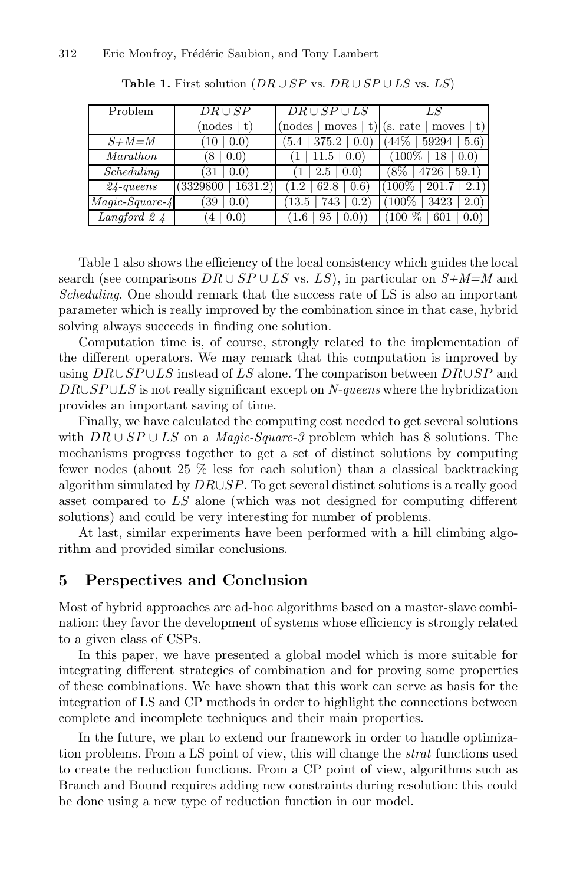**Table 1.** First solution ($DR \cup SP$ vs. $DR \cup SP \cup LS$ vs. $LS$)

| Problem | $DR \cup SP$ | $DR \cup SP \cup LS$ | $LS$ |
|---|---|---|---|
| | (nodes \| t) | (nodes \| moves \| t) | (s. rate \| moves \| t) |
| *S+M=M* | (10 \| 0.0) | (5.4 \| 375.2 \| 0.0) | (44% \| 59294 \| 5.6) |
| *Marathon* | (8 \| 0.0) | (1 \| 11.5 \| 0.0) | (100% \| 18 \| 0.0) |
| *Scheduling* | (31 \| 0.0) | (1 \| 2.5 \| 0.0) | (8% \| 4726 \| 59.1) |
| *24-queens* | (3329800 \| 1631.2) | (1.2 \| 62.8 \| 0.6) | (100% \| 201.7 \| 2.1) |
| *Magic-Square-4* | (39 \| 0.0) | (13.5 \| 743 \| 0.2) | (100% \| 3423 \| 2.0) |
| *Langford 2 4* | (4 \| 0.0) | (1.6 \| 95 \| 0.0)) | (100 % \| 601 \| 0.0) |

Table 1 also shows the efficiency of the local consistency which guides the local search (see comparisons $DR \cup SP \cup LS$ vs. $LS$), in particular on *S+M=M* and *Scheduling*. One should remark that the success rate of LS is also an important parameter which is really improved by the combination since in that case, hybrid solving always succeeds in finding one solution.

Computation time is, of course, strongly related to the implementation of the different operators. We may remark that this computation is improved by using $DR \cup SP \cup LS$ instead of $LS$ alone. The comparison between $DR \cup SP$ and $DR \cup SP \cup LS$ is not really significant except on *N-queens* where the hybridization provides an important saving of time.

Finally, we have calculated the computing cost needed to get several solutions with $DR \cup SP \cup LS$ on a *Magic-Square-3* problem which has 8 solutions. The mechanisms progress together to get a set of distinct solutions by computing fewer nodes (about 25 % less for each solution) than a classical backtracking algorithm simulated by $DR \cup SP$. To get several distinct solutions is a really good asset compared to $LS$ alone (which was not designed for computing different solutions) and could be very interesting for number of problems.

At last, similar experiments have been performed with a hill climbing algorithm and provided similar conclusions.

## 5 Perspectives and Conclusion

Most of hybrid approaches are ad-hoc algorithms based on a master-slave combination: they favor the development of systems whose efficiency is strongly related to a given class of CSPs.

In this paper, we have presented a global model which is more suitable for integrating different strategies of combination and for proving some properties of these combinations. We have shown that this work can serve as basis for the integration of LS and CP methods in order to highlight the connections between complete and incomplete techniques and their main properties.

In the future, we plan to extend our framework in order to handle optimization problems. From a LS point of view, this will change the *strat* functions used to create the reduction functions. From a CP point of view, algorithms such as Branch and Bound requires adding new constraints during resolution: this could be done using a new type of reduction function in our model.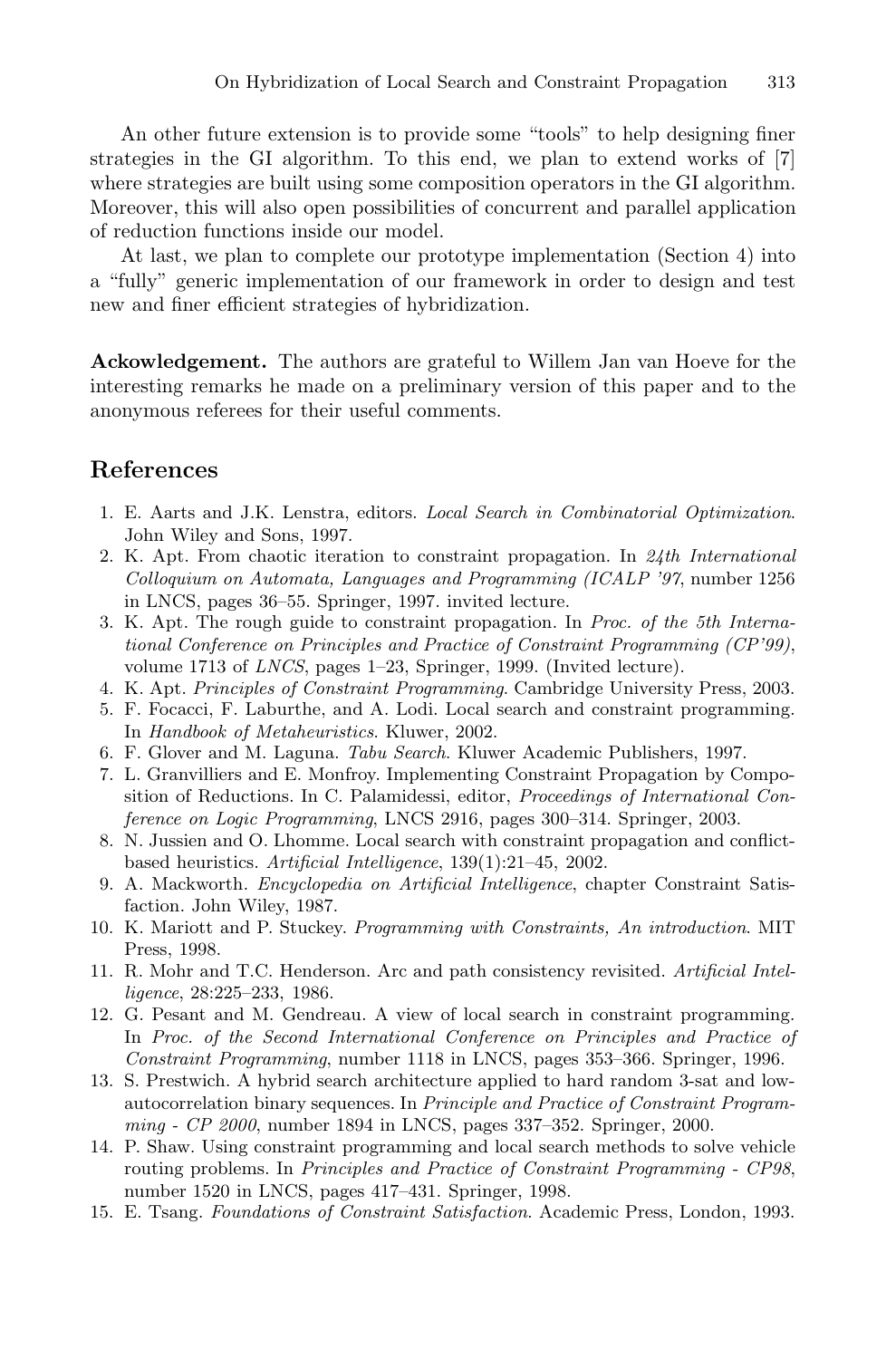An other future extension is to provide some "tools" to help designing finer strategies in the GI algorithm. To this end, we plan to extend works of [7] where strategies are built using some composition operators in the GI algorithm. Moreover, this will also open possibilities of concurrent and parallel application of reduction functions inside our model.

At last, we plan to complete our prototype implementation (Section 4) into a "fully" generic implementation of our framework in order to design and test new and finer efficient strategies of hybridization.

**Ackowledgement.** The authors are grateful to Willem Jan van Hoeve for the interesting remarks he made on a preliminary version of this paper and to the anonymous referees for their useful comments.

## References

1. E. Aarts and J.K. Lenstra, editors. *Local Search in Combinatorial Optimization*. John Wiley and Sons, 1997.
2. K. Apt. From chaotic iteration to constraint propagation. In *24th International Colloquium on Automata, Languages and Programming (ICALP '97*, number 1256 in LNCS, pages 36–55. Springer, 1997. invited lecture.
3. K. Apt. The rough guide to constraint propagation. In *Proc. of the 5th International Conference on Principles and Practice of Constraint Programming (CP'99)*, volume 1713 of *LNCS*, pages 1–23, Springer, 1999. (Invited lecture).
4. K. Apt. *Principles of Constraint Programming*. Cambridge University Press, 2003.
5. F. Focacci, F. Laburthe, and A. Lodi. Local search and constraint programming. In *Handbook of Metaheuristics*. Kluwer, 2002.
6. F. Glover and M. Laguna. *Tabu Search*. Kluwer Academic Publishers, 1997.
7. L. Granvilliers and E. Monfroy. Implementing Constraint Propagation by Composition of Reductions. In C. Palamidessi, editor, *Proceedings of International Conference on Logic Programming*, LNCS 2916, pages 300–314. Springer, 2003.
8. N. Jussien and O. Lhomme. Local search with constraint propagation and conflict-based heuristics. *Artificial Intelligence*, 139(1):21–45, 2002.
9. A. Mackworth. *Encyclopedia on Artificial Intelligence*, chapter Constraint Satisfaction. John Wiley, 1987.
10. K. Mariott and P. Stuckey. *Programming with Constraints, An introduction*. MIT Press, 1998.
11. R. Mohr and T.C. Henderson. Arc and path consistency revisited. *Artificial Intelligence*, 28:225–233, 1986.
12. G. Pesant and M. Gendreau. A view of local search in constraint programming. In *Proc. of the Second International Conference on Principles and Practice of Constraint Programming*, number 1118 in LNCS, pages 353–366. Springer, 1996.
13. S. Prestwich. A hybrid search architecture applied to hard random 3-sat and low-autocorrelation binary sequences. In *Principle and Practice of Constraint Programming - CP 2000*, number 1894 in LNCS, pages 337–352. Springer, 2000.
14. P. Shaw. Using constraint programming and local search methods to solve vehicle routing problems. In *Principles and Practice of Constraint Programming - CP98*, number 1520 in LNCS, pages 417–431. Springer, 1998.
15. E. Tsang. *Foundations of Constraint Satisfaction*. Academic Press, London, 1993.